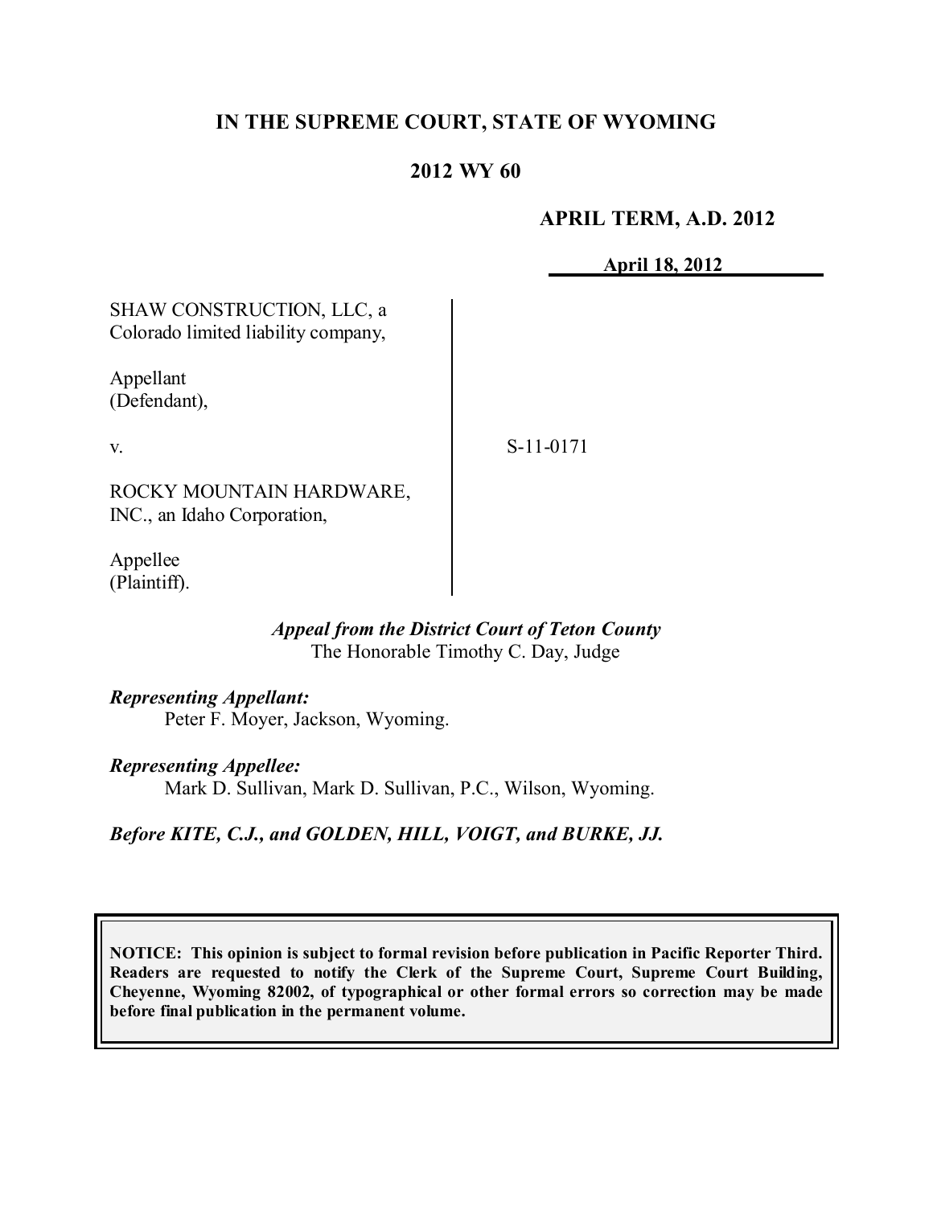# IN THE SUPREME COURT, STATE OF WYOMING

## 2012 WY 60

**APRIL TERM, A.D. 2012**

**April 18, 2012**

SHAW CONSTRUCTION, LLC, a Colorado limited liability company,

Appellant (Defendant),

v.

ROCKY MOUNTAIN HARDWARE, INC., an Idaho Corporation,

Appellee (Plaintiff).

S-11-0171

*Appeal from the District Court of Teton County*
The Honorable Timothy C. Day, Judge

*Representing Appellant:*
Peter F. Moyer, Jackson, Wyoming.

*Representing Appellee:*
Mark D. Sullivan, Mark D. Sullivan, P.C., Wilson, Wyoming.

*Before KITE, C.J., and GOLDEN, HILL, VOIGT, and BURKE, JJ.*

**NOTICE: This opinion is subject to formal revision before publication in Pacific Reporter Third. Readers are requested to notify the Clerk of the Supreme Court, Supreme Court Building, Cheyenne, Wyoming 82002, of typographical or other formal errors so correction may be made before final publication in the permanent volume.**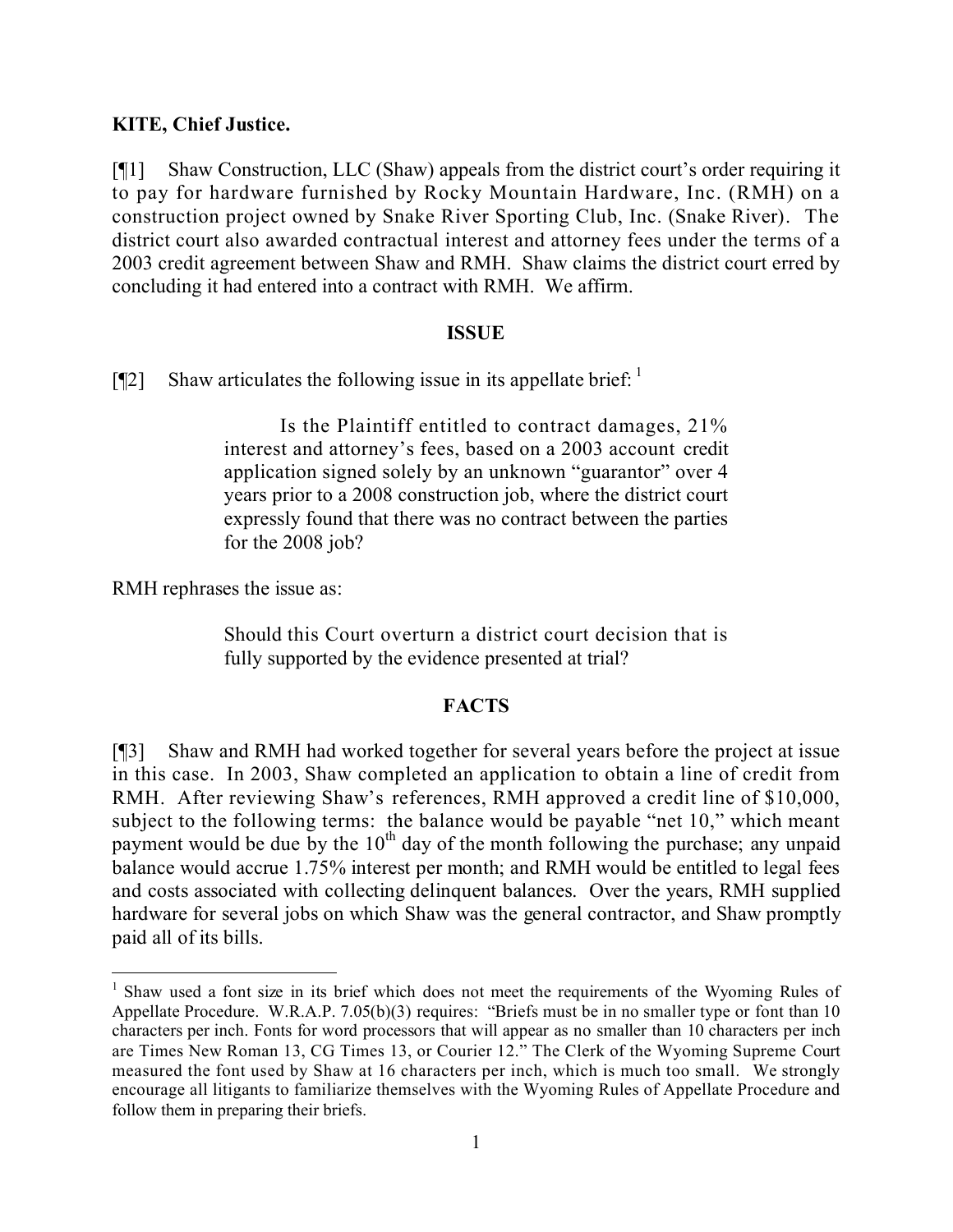**KITE, Chief Justice.**

[¶1] Shaw Construction, LLC (Shaw) appeals from the district court's order requiring it to pay for hardware furnished by Rocky Mountain Hardware, Inc. (RMH) on a construction project owned by Snake River Sporting Club, Inc. (Snake River). The district court also awarded contractual interest and attorney fees under the terms of a 2003 credit agreement between Shaw and RMH. Shaw claims the district court erred by concluding it had entered into a contract with RMH. We affirm.

## ISSUE

[¶2] Shaw articulates the following issue in its appellate brief: [1]

> Is the Plaintiff entitled to contract damages, 21% interest and attorney's fees, based on a 2003 account credit application signed solely by an unknown "guarantor" over 4 years prior to a 2008 construction job, where the district court expressly found that there was no contract between the parties for the 2008 job?

RMH rephrases the issue as:

> Should this Court overturn a district court decision that is fully supported by the evidence presented at trial?

## FACTS

[¶3] Shaw and RMH had worked together for several years before the project at issue in this case. In 2003, Shaw completed an application to obtain a line of credit from RMH. After reviewing Shaw's references, RMH approved a credit line of $10,000, subject to the following terms: the balance would be payable "net 10," which meant payment would be due by the 10th day of the month following the purchase; any unpaid balance would accrue 1.75% interest per month; and RMH would be entitled to legal fees and costs associated with collecting delinquent balances. Over the years, RMH supplied hardware for several jobs on which Shaw was the general contractor, and Shaw promptly paid all of its bills.

---

[1] Shaw used a font size in its brief which does not meet the requirements of the Wyoming Rules of Appellate Procedure. W.R.A.P. 7.05(b)(3) requires: "Briefs must be in no smaller type or font than 10 characters per inch. Fonts for word processors that will appear as no smaller than 10 characters per inch are Times New Roman 13, CG Times 13, or Courier 12." The Clerk of the Wyoming Supreme Court measured the font used by Shaw at 16 characters per inch, which is much too small. We strongly encourage all litigants to familiarize themselves with the Wyoming Rules of Appellate Procedure and follow them in preparing their briefs.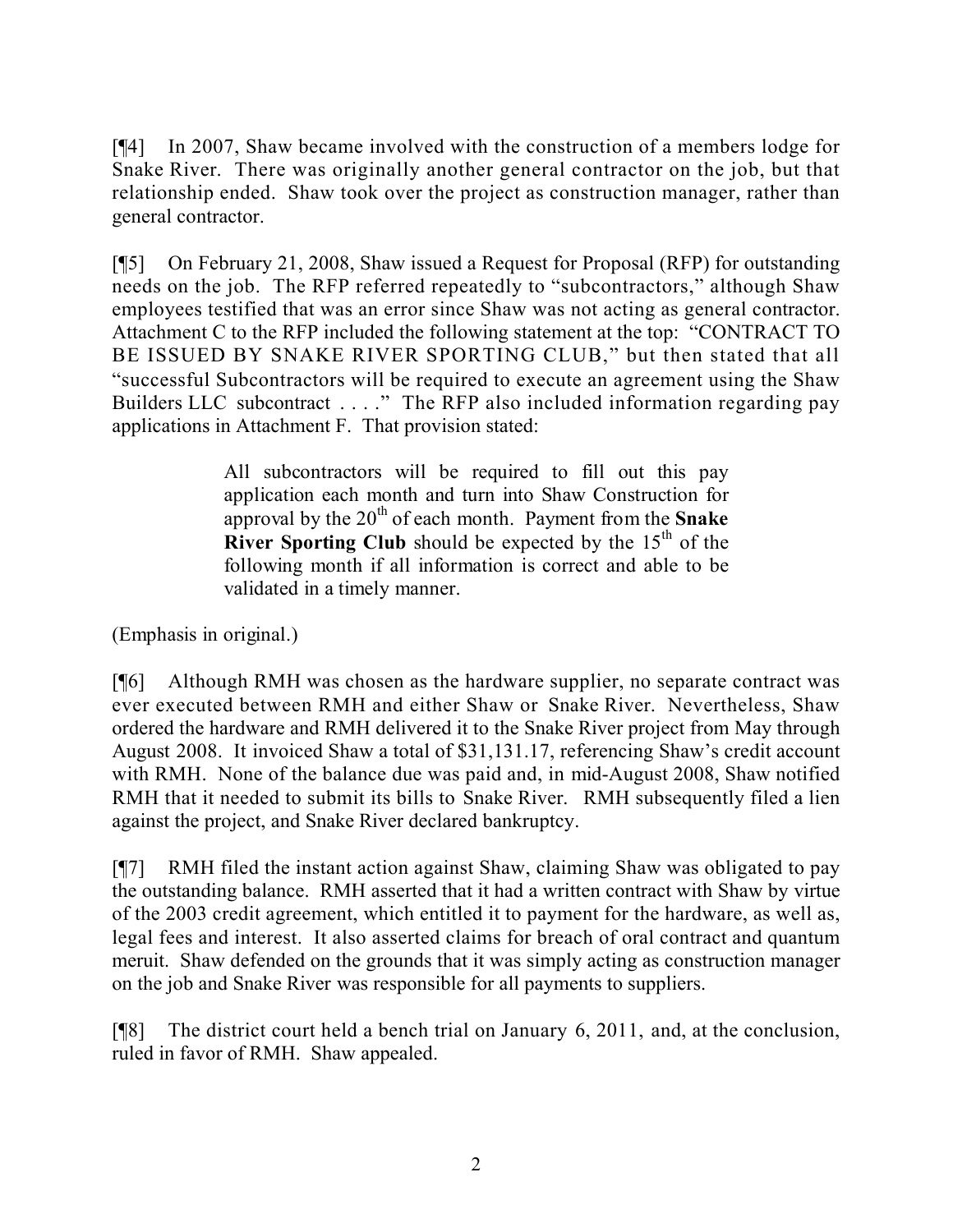[¶4] In 2007, Shaw became involved with the construction of a members lodge for Snake River. There was originally another general contractor on the job, but that relationship ended. Shaw took over the project as construction manager, rather than general contractor.

[¶5] On February 21, 2008, Shaw issued a Request for Proposal (RFP) for outstanding needs on the job. The RFP referred repeatedly to "subcontractors," although Shaw employees testified that was an error since Shaw was not acting as general contractor. Attachment C to the RFP included the following statement at the top: "CONTRACT TO BE ISSUED BY SNAKE RIVER SPORTING CLUB," but then stated that all "successful Subcontractors will be required to execute an agreement using the Shaw Builders LLC subcontract . . . ." The RFP also included information regarding pay applications in Attachment F. That provision stated:

> All subcontractors will be required to fill out this pay application each month and turn into Shaw Construction for approval by the 20th of each month. Payment from the **Snake River Sporting Club** should be expected by the 15th of the following month if all information is correct and able to be validated in a timely manner.

(Emphasis in original.)

[¶6] Although RMH was chosen as the hardware supplier, no separate contract was ever executed between RMH and either Shaw or Snake River. Nevertheless, Shaw ordered the hardware and RMH delivered it to the Snake River project from May through August 2008. It invoiced Shaw a total of $31,131.17, referencing Shaw's credit account with RMH. None of the balance due was paid and, in mid-August 2008, Shaw notified RMH that it needed to submit its bills to Snake River. RMH subsequently filed a lien against the project, and Snake River declared bankruptcy.

[¶7] RMH filed the instant action against Shaw, claiming Shaw was obligated to pay the outstanding balance. RMH asserted that it had a written contract with Shaw by virtue of the 2003 credit agreement, which entitled it to payment for the hardware, as well as, legal fees and interest. It also asserted claims for breach of oral contract and quantum meruit. Shaw defended on the grounds that it was simply acting as construction manager on the job and Snake River was responsible for all payments to suppliers.

[¶8] The district court held a bench trial on January 6, 2011, and, at the conclusion, ruled in favor of RMH. Shaw appealed.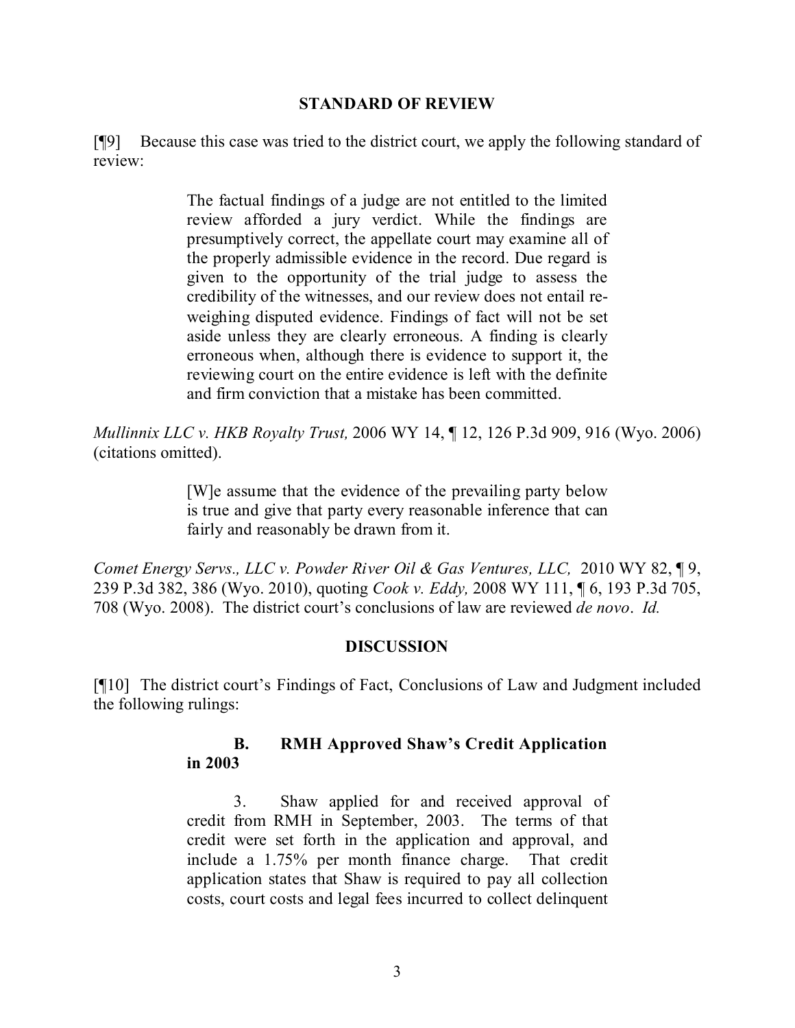## STANDARD OF REVIEW

[¶9] Because this case was tried to the district court, we apply the following standard of review:

> The factual findings of a judge are not entitled to the limited review afforded a jury verdict. While the findings are presumptively correct, the appellate court may examine all of the properly admissible evidence in the record. Due regard is given to the opportunity of the trial judge to assess the credibility of the witnesses, and our review does not entail re-weighing disputed evidence. Findings of fact will not be set aside unless they are clearly erroneous. A finding is clearly erroneous when, although there is evidence to support it, the reviewing court on the entire evidence is left with the definite and firm conviction that a mistake has been committed.

*Mullinnix LLC v. HKB Royalty Trust,* 2006 WY 14, ¶ 12, 126 P.3d 909, 916 (Wyo. 2006) (citations omitted).

> [W]e assume that the evidence of the prevailing party below is true and give that party every reasonable inference that can fairly and reasonably be drawn from it.

*Comet Energy Servs., LLC v. Powder River Oil & Gas Ventures, LLC,* 2010 WY 82, ¶ 9, 239 P.3d 382, 386 (Wyo. 2010), quoting *Cook v. Eddy,* 2008 WY 111, ¶ 6, 193 P.3d 705, 708 (Wyo. 2008). The district court's conclusions of law are reviewed *de novo*. *Id.*

## DISCUSSION

[¶10] The district court's Findings of Fact, Conclusions of Law and Judgment included the following rulings:

> **B. RMH Approved Shaw's Credit Application in 2003**
>
> 3. Shaw applied for and received approval of credit from RMH in September, 2003. The terms of that credit were set forth in the application and approval, and include a 1.75% per month finance charge. That credit application states that Shaw is required to pay all collection costs, court costs and legal fees incurred to collect delinquent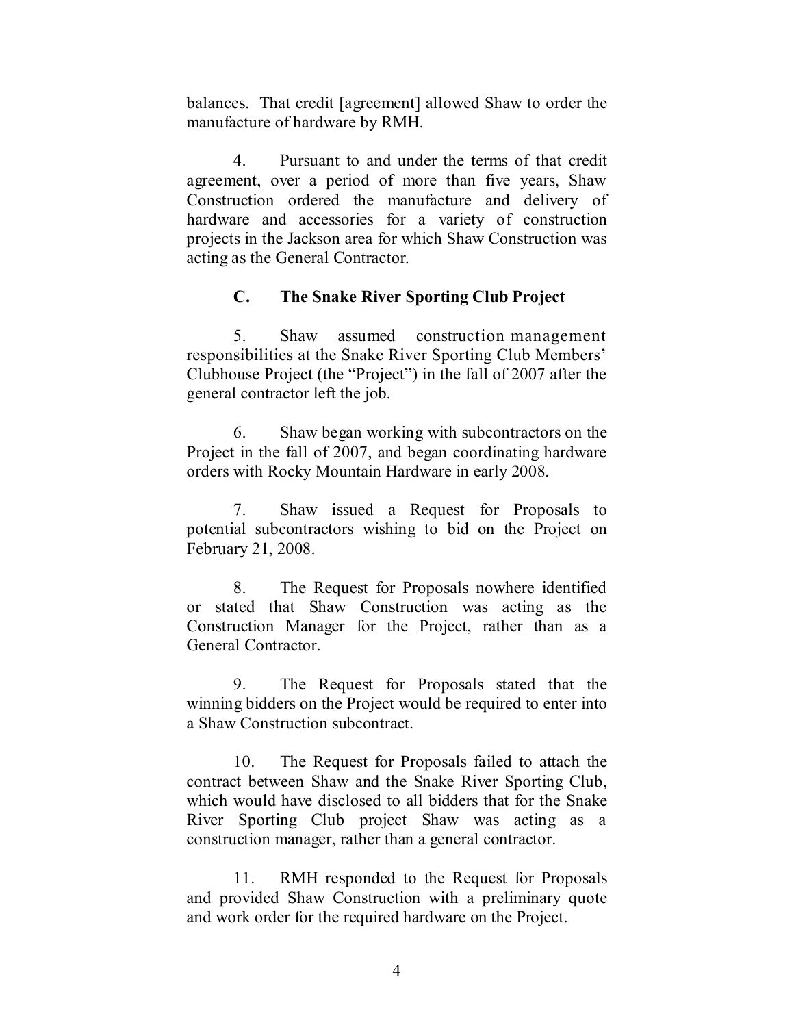balances. That credit [agreement] allowed Shaw to order the manufacture of hardware by RMH.

4. Pursuant to and under the terms of that credit agreement, over a period of more than five years, Shaw Construction ordered the manufacture and delivery of hardware and accessories for a variety of construction projects in the Jackson area for which Shaw Construction was acting as the General Contractor.

**C. The Snake River Sporting Club Project**

5. Shaw assumed construction management responsibilities at the Snake River Sporting Club Members' Clubhouse Project (the "Project") in the fall of 2007 after the general contractor left the job.

6. Shaw began working with subcontractors on the Project in the fall of 2007, and began coordinating hardware orders with Rocky Mountain Hardware in early 2008.

7. Shaw issued a Request for Proposals to potential subcontractors wishing to bid on the Project on February 21, 2008.

8. The Request for Proposals nowhere identified or stated that Shaw Construction was acting as the Construction Manager for the Project, rather than as a General Contractor.

9. The Request for Proposals stated that the winning bidders on the Project would be required to enter into a Shaw Construction subcontract.

10. The Request for Proposals failed to attach the contract between Shaw and the Snake River Sporting Club, which would have disclosed to all bidders that for the Snake River Sporting Club project Shaw was acting as a construction manager, rather than a general contractor.

11. RMH responded to the Request for Proposals and provided Shaw Construction with a preliminary quote and work order for the required hardware on the Project.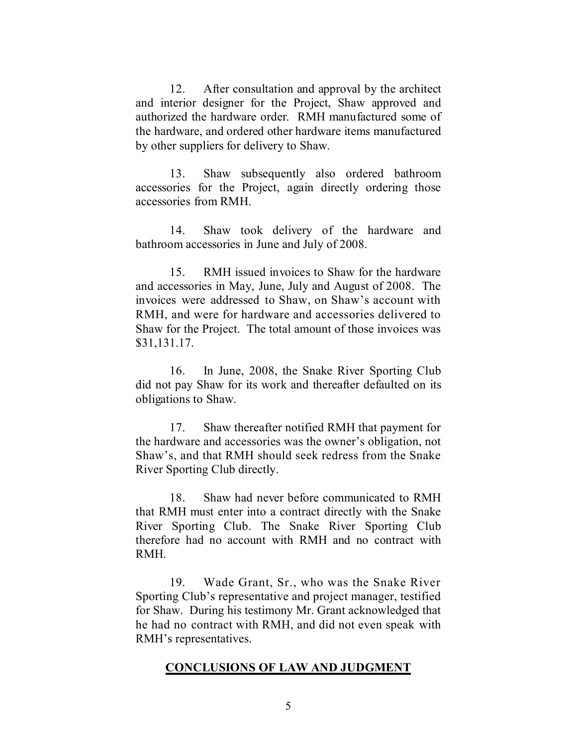12. After consultation and approval by the architect and interior designer for the Project, Shaw approved and authorized the hardware order. RMH manufactured some of the hardware, and ordered other hardware items manufactured by other suppliers for delivery to Shaw.

13. Shaw subsequently also ordered bathroom accessories for the Project, again directly ordering those accessories from RMH.

14. Shaw took delivery of the hardware and bathroom accessories in June and July of 2008.

15. RMH issued invoices to Shaw for the hardware and accessories in May, June, July and August of 2008. The invoices were addressed to Shaw, on Shaw's account with RMH, and were for hardware and accessories delivered to Shaw for the Project. The total amount of those invoices was $31,131.17.

16. In June, 2008, the Snake River Sporting Club did not pay Shaw for its work and thereafter defaulted on its obligations to Shaw.

17. Shaw thereafter notified RMH that payment for the hardware and accessories was the owner's obligation, not Shaw's, and that RMH should seek redress from the Snake River Sporting Club directly.

18. Shaw had never before communicated to RMH that RMH must enter into a contract directly with the Snake River Sporting Club. The Snake River Sporting Club therefore had no account with RMH and no contract with RMH.

19. Wade Grant, Sr., who was the Snake River Sporting Club's representative and project manager, testified for Shaw. During his testimony Mr. Grant acknowledged that he had no contract with RMH, and did not even speak with RMH's representatives.

## CONCLUSIONS OF LAW AND JUDGMENT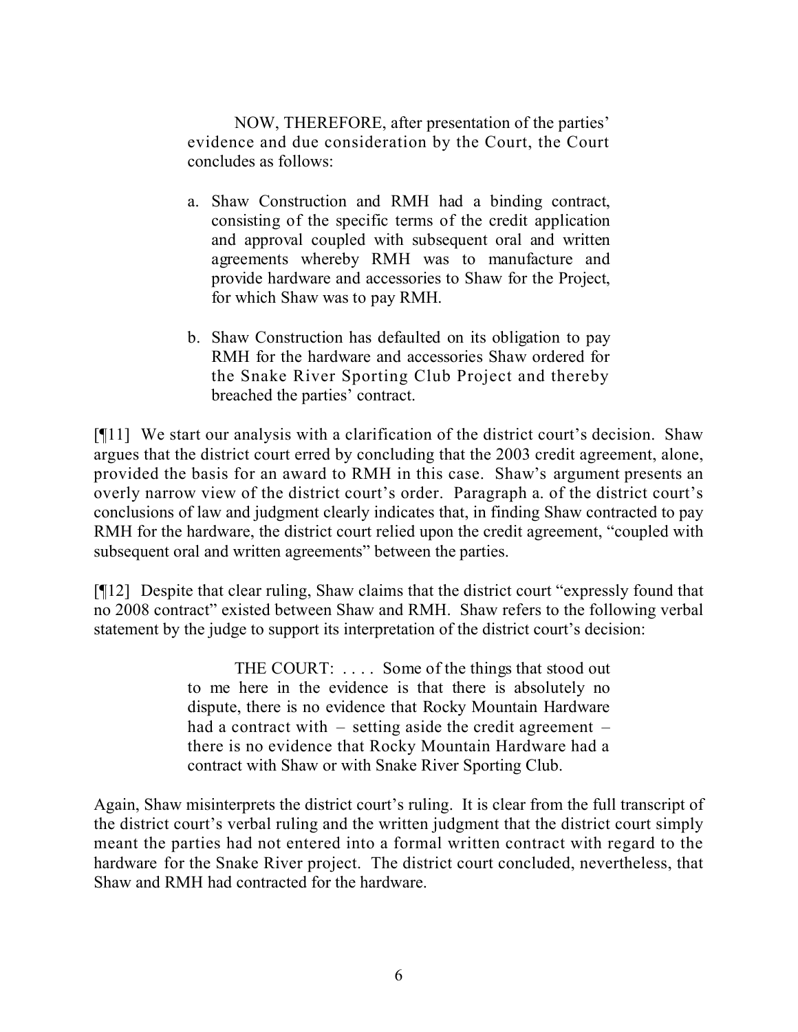> NOW, THEREFORE, after presentation of the parties' evidence and due consideration by the Court, the Court concludes as follows:
>
> a. Shaw Construction and RMH had a binding contract, consisting of the specific terms of the credit application and approval coupled with subsequent oral and written agreements whereby RMH was to manufacture and provide hardware and accessories to Shaw for the Project, for which Shaw was to pay RMH.
>
> b. Shaw Construction has defaulted on its obligation to pay RMH for the hardware and accessories Shaw ordered for the Snake River Sporting Club Project and thereby breached the parties' contract.

[¶11] We start our analysis with a clarification of the district court's decision. Shaw argues that the district court erred by concluding that the 2003 credit agreement, alone, provided the basis for an award to RMH in this case. Shaw's argument presents an overly narrow view of the district court's order. Paragraph a. of the district court's conclusions of law and judgment clearly indicates that, in finding Shaw contracted to pay RMH for the hardware, the district court relied upon the credit agreement, "coupled with subsequent oral and written agreements" between the parties.

[¶12] Despite that clear ruling, Shaw claims that the district court "expressly found that no 2008 contract" existed between Shaw and RMH. Shaw refers to the following verbal statement by the judge to support its interpretation of the district court's decision:

> THE COURT: . . . . Some of the things that stood out to me here in the evidence is that there is absolutely no dispute, there is no evidence that Rocky Mountain Hardware had a contract with – setting aside the credit agreement – there is no evidence that Rocky Mountain Hardware had a contract with Shaw or with Snake River Sporting Club.

Again, Shaw misinterprets the district court's ruling. It is clear from the full transcript of the district court's verbal ruling and the written judgment that the district court simply meant the parties had not entered into a formal written contract with regard to the hardware for the Snake River project. The district court concluded, nevertheless, that Shaw and RMH had contracted for the hardware.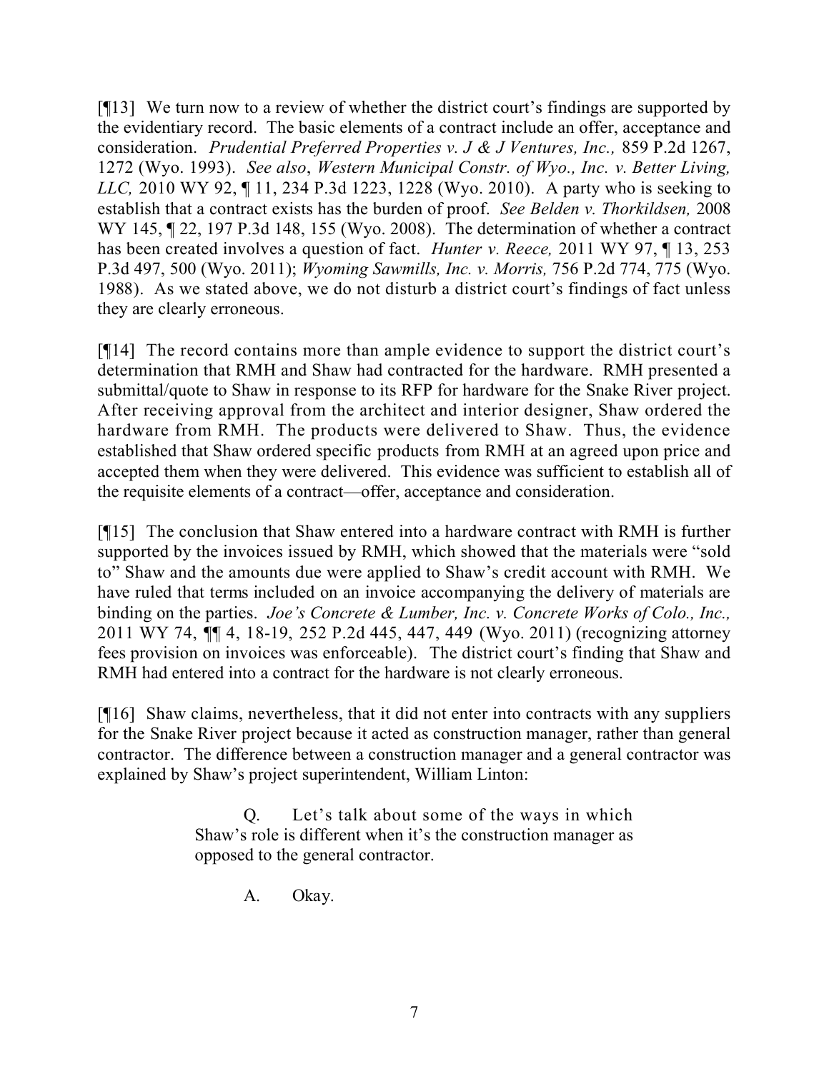[¶13] We turn now to a review of whether the district court's findings are supported by the evidentiary record. The basic elements of a contract include an offer, acceptance and consideration. *Prudential Preferred Properties v. J & J Ventures, Inc.,* 859 P.2d 1267, 1272 (Wyo. 1993). *See also*, *Western Municipal Constr. of Wyo., Inc. v. Better Living, LLC,* 2010 WY 92, ¶ 11, 234 P.3d 1223, 1228 (Wyo. 2010). A party who is seeking to establish that a contract exists has the burden of proof. *See Belden v. Thorkildsen,* 2008 WY 145, ¶ 22, 197 P.3d 148, 155 (Wyo. 2008). The determination of whether a contract has been created involves a question of fact. *Hunter v. Reece,* 2011 WY 97, ¶ 13, 253 P.3d 497, 500 (Wyo. 2011); *Wyoming Sawmills, Inc. v. Morris,* 756 P.2d 774, 775 (Wyo. 1988). As we stated above, we do not disturb a district court's findings of fact unless they are clearly erroneous.

[¶14] The record contains more than ample evidence to support the district court's determination that RMH and Shaw had contracted for the hardware. RMH presented a submittal/quote to Shaw in response to its RFP for hardware for the Snake River project. After receiving approval from the architect and interior designer, Shaw ordered the hardware from RMH. The products were delivered to Shaw. Thus, the evidence established that Shaw ordered specific products from RMH at an agreed upon price and accepted them when they were delivered. This evidence was sufficient to establish all of the requisite elements of a contract—offer, acceptance and consideration.

[¶15] The conclusion that Shaw entered into a hardware contract with RMH is further supported by the invoices issued by RMH, which showed that the materials were "sold to" Shaw and the amounts due were applied to Shaw's credit account with RMH. We have ruled that terms included on an invoice accompanying the delivery of materials are binding on the parties. *Joe's Concrete & Lumber, Inc. v. Concrete Works of Colo., Inc.,* 2011 WY 74, ¶¶ 4, 18-19, 252 P.2d 445, 447, 449 (Wyo. 2011) (recognizing attorney fees provision on invoices was enforceable). The district court's finding that Shaw and RMH had entered into a contract for the hardware is not clearly erroneous.

[¶16] Shaw claims, nevertheless, that it did not enter into contracts with any suppliers for the Snake River project because it acted as construction manager, rather than general contractor. The difference between a construction manager and a general contractor was explained by Shaw's project superintendent, William Linton:

> Q. Let's talk about some of the ways in which Shaw's role is different when it's the construction manager as opposed to the general contractor.
>
> A. Okay.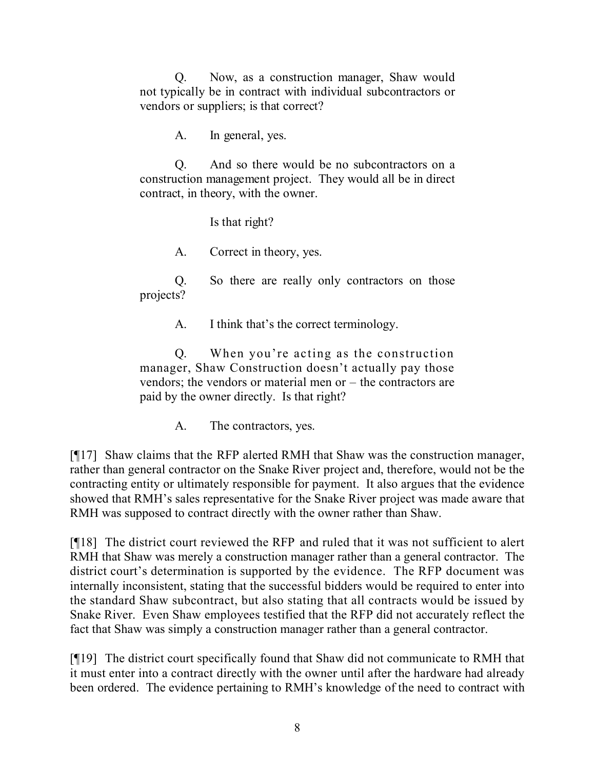> Q. Now, as a construction manager, Shaw would not typically be in contract with individual subcontractors or vendors or suppliers; is that correct?
>
> A. In general, yes.
>
> Q. And so there would be no subcontractors on a construction management project. They would all be in direct contract, in theory, with the owner.
>
> Is that right?
>
> A. Correct in theory, yes.
>
> Q. So there are really only contractors on those projects?
>
> A. I think that's the correct terminology.
>
> Q. When you're acting as the construction manager, Shaw Construction doesn't actually pay those vendors; the vendors or material men or – the contractors are paid by the owner directly. Is that right?
>
> A. The contractors, yes.

[¶17] Shaw claims that the RFP alerted RMH that Shaw was the construction manager, rather than general contractor on the Snake River project and, therefore, would not be the contracting entity or ultimately responsible for payment. It also argues that the evidence showed that RMH's sales representative for the Snake River project was made aware that RMH was supposed to contract directly with the owner rather than Shaw.

[¶18] The district court reviewed the RFP and ruled that it was not sufficient to alert RMH that Shaw was merely a construction manager rather than a general contractor. The district court's determination is supported by the evidence. The RFP document was internally inconsistent, stating that the successful bidders would be required to enter into the standard Shaw subcontract, but also stating that all contracts would be issued by Snake River. Even Shaw employees testified that the RFP did not accurately reflect the fact that Shaw was simply a construction manager rather than a general contractor.

[¶19] The district court specifically found that Shaw did not communicate to RMH that it must enter into a contract directly with the owner until after the hardware had already been ordered. The evidence pertaining to RMH's knowledge of the need to contract with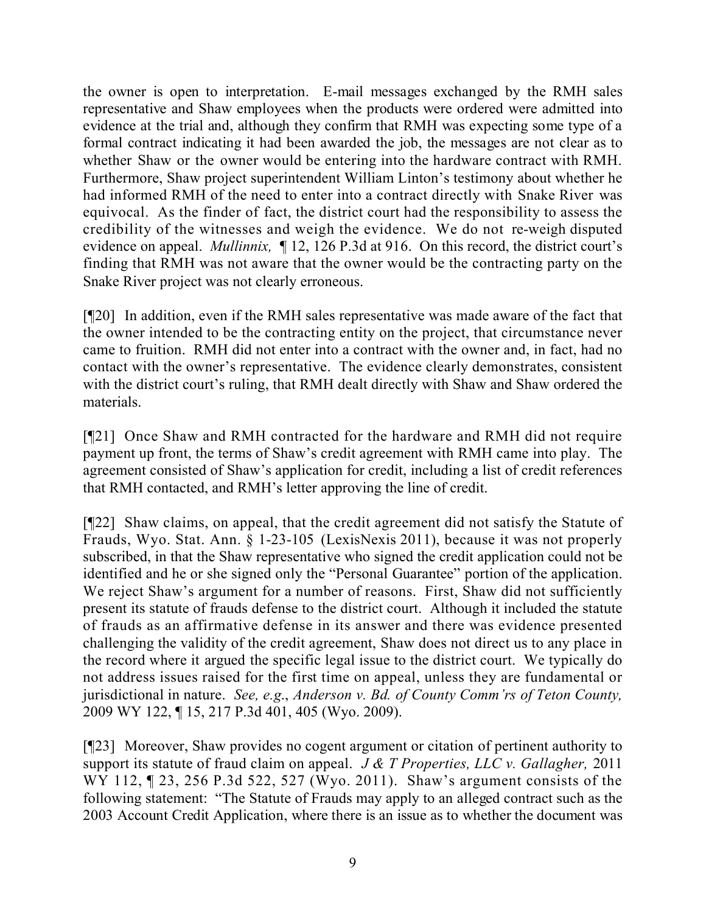the owner is open to interpretation. E-mail messages exchanged by the RMH sales representative and Shaw employees when the products were ordered were admitted into evidence at the trial and, although they confirm that RMH was expecting some type of a formal contract indicating it had been awarded the job, the messages are not clear as to whether Shaw or the owner would be entering into the hardware contract with RMH. Furthermore, Shaw project superintendent William Linton's testimony about whether he had informed RMH of the need to enter into a contract directly with Snake River was equivocal. As the finder of fact, the district court had the responsibility to assess the credibility of the witnesses and weigh the evidence. We do not re-weigh disputed evidence on appeal. *Mullinnix,* ¶ 12, 126 P.3d at 916. On this record, the district court's finding that RMH was not aware that the owner would be the contracting party on the Snake River project was not clearly erroneous.

[¶20] In addition, even if the RMH sales representative was made aware of the fact that the owner intended to be the contracting entity on the project, that circumstance never came to fruition. RMH did not enter into a contract with the owner and, in fact, had no contact with the owner's representative. The evidence clearly demonstrates, consistent with the district court's ruling, that RMH dealt directly with Shaw and Shaw ordered the materials.

[¶21] Once Shaw and RMH contracted for the hardware and RMH did not require payment up front, the terms of Shaw's credit agreement with RMH came into play. The agreement consisted of Shaw's application for credit, including a list of credit references that RMH contacted, and RMH's letter approving the line of credit.

[¶22] Shaw claims, on appeal, that the credit agreement did not satisfy the Statute of Frauds, Wyo. Stat. Ann. § 1-23-105 (LexisNexis 2011), because it was not properly subscribed, in that the Shaw representative who signed the credit application could not be identified and he or she signed only the "Personal Guarantee" portion of the application. We reject Shaw's argument for a number of reasons. First, Shaw did not sufficiently present its statute of frauds defense to the district court. Although it included the statute of frauds as an affirmative defense in its answer and there was evidence presented challenging the validity of the credit agreement, Shaw does not direct us to any place in the record where it argued the specific legal issue to the district court. We typically do not address issues raised for the first time on appeal, unless they are fundamental or jurisdictional in nature. *See, e.g.*, *Anderson v. Bd. of County Comm'rs of Teton County,* 2009 WY 122, ¶ 15, 217 P.3d 401, 405 (Wyo. 2009).

[¶23] Moreover, Shaw provides no cogent argument or citation of pertinent authority to support its statute of fraud claim on appeal. *J & T Properties, LLC v. Gallagher,* 2011 WY 112, ¶ 23, 256 P.3d 522, 527 (Wyo. 2011). Shaw's argument consists of the following statement: "The Statute of Frauds may apply to an alleged contract such as the 2003 Account Credit Application, where there is an issue as to whether the document was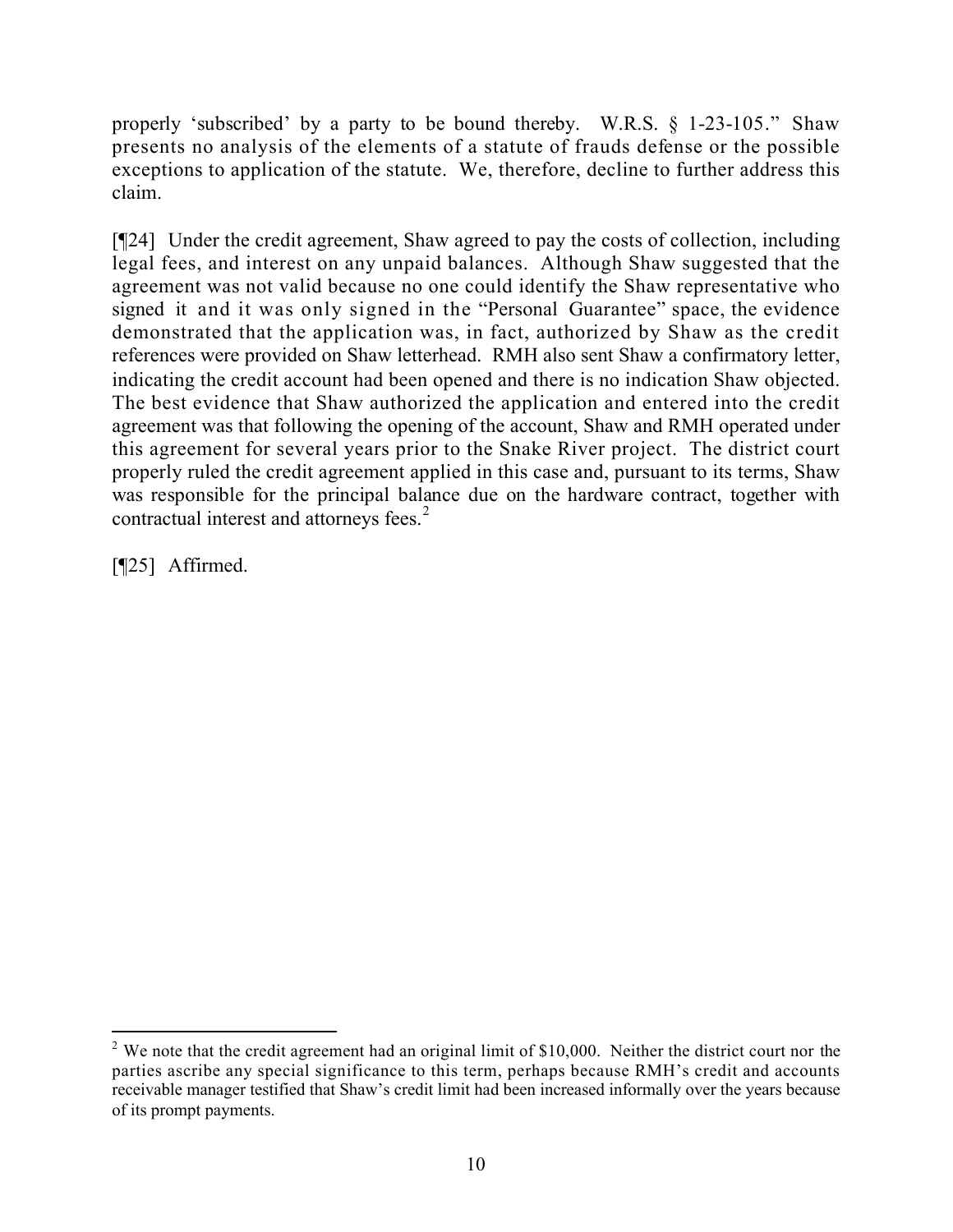properly 'subscribed' by a party to be bound thereby. W.R.S. § 1-23-105." Shaw presents no analysis of the elements of a statute of frauds defense or the possible exceptions to application of the statute. We, therefore, decline to further address this claim.

[¶24] Under the credit agreement, Shaw agreed to pay the costs of collection, including legal fees, and interest on any unpaid balances. Although Shaw suggested that the agreement was not valid because no one could identify the Shaw representative who signed it and it was only signed in the "Personal Guarantee" space, the evidence demonstrated that the application was, in fact, authorized by Shaw as the credit references were provided on Shaw letterhead. RMH also sent Shaw a confirmatory letter, indicating the credit account had been opened and there is no indication Shaw objected. The best evidence that Shaw authorized the application and entered into the credit agreement was that following the opening of the account, Shaw and RMH operated under this agreement for several years prior to the Snake River project. The district court properly ruled the credit agreement applied in this case and, pursuant to its terms, Shaw was responsible for the principal balance due on the hardware contract, together with contractual interest and attorneys fees.[2]

[¶25] Affirmed.

---

[2] We note that the credit agreement had an original limit of $10,000. Neither the district court nor the parties ascribe any special significance to this term, perhaps because RMH's credit and accounts receivable manager testified that Shaw's credit limit had been increased informally over the years because of its prompt payments.